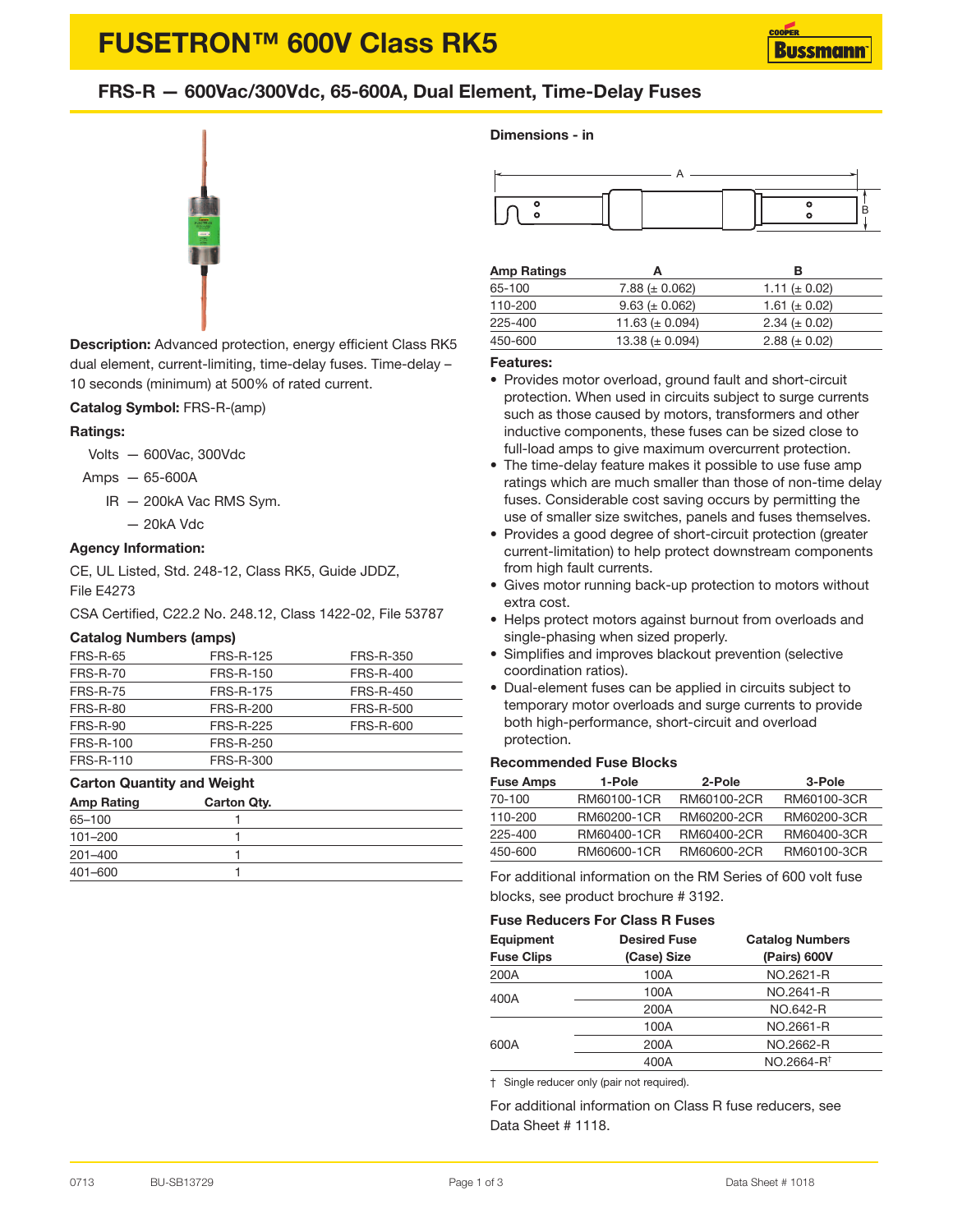# FUSETRON™ 600V Class RK5

## FRS-R — 600Vac/300Vdc, 65-600A, Dual Element, Time-Delay Fuses

**Description:** Advanced protection, energy efficient Class RK5 dual element, current-limiting, time-delay fuses. Time-delay – 10 seconds (minimum) at 500% of rated current.

**Catalog Symbol:** FRS-R-(amp)

**Ratings:**

- Volts — 600Vac, 300Vdc
- Amps — 65-600A
- IR — 200kA Vac RMS Sym.
  — 20kA Vdc

**Agency Information:**

CE, UL Listed, Std. 248-12, Class RK5, Guide JDDZ, File E4273

CSA Certified, C22.2 No. 248.12, Class 1422-02, File 53787

### Catalog Numbers (amps)

| | | |
|---|---|---|
| FRS-R-65 | FRS-R-125 | FRS-R-350 |
| FRS-R-70 | FRS-R-150 | FRS-R-400 |
| FRS-R-75 | FRS-R-175 | FRS-R-450 |
| FRS-R-80 | FRS-R-200 | FRS-R-500 |
| FRS-R-90 | FRS-R-225 | FRS-R-600 |
| FRS-R-100 | FRS-R-250 | |
| FRS-R-110 | FRS-R-300 | |

### Carton Quantity and Weight

| Amp Rating | Carton Qty. |
|---|---|
| 65–100 | 1 |
| 101–200 | 1 |
| 201–400 | 1 |
| 401–600 | 1 |

### Dimensions - in

| Amp Ratings | A | B |
|---|---|---|
| 65-100 | 7.88 (± 0.062) | 1.11 (± 0.02) |
| 110-200 | 9.63 (± 0.062) | 1.61 (± 0.02) |
| 225-400 | 11.63 (± 0.094) | 2.34 (± 0.02) |
| 450-600 | 13.38 (± 0.094) | 2.88 (± 0.02) |

### Features:

- Provides motor overload, ground fault and short-circuit protection. When used in circuits subject to surge currents such as those caused by motors, transformers and other inductive components, these fuses can be sized close to full-load amps to give maximum overcurrent protection.
- The time-delay feature makes it possible to use fuse amp ratings which are much smaller than those of non-time delay fuses. Considerable cost saving occurs by permitting the use of smaller size switches, panels and fuses themselves.
- Provides a good degree of short-circuit protection (greater current-limitation) to help protect downstream components from high fault currents.
- Gives motor running back-up protection to motors without extra cost.
- Helps protect motors against burnout from overloads and single-phasing when sized properly.
- Simplifies and improves blackout prevention (selective coordination ratios).
- Dual-element fuses can be applied in circuits subject to temporary motor overloads and surge currents to provide both high-performance, short-circuit and overload protection.

### Recommended Fuse Blocks

| Fuse Amps | 1-Pole | 2-Pole | 3-Pole |
|---|---|---|---|
| 70-100 | RM60100-1CR | RM60100-2CR | RM60100-3CR |
| 110-200 | RM60200-1CR | RM60200-2CR | RM60200-3CR |
| 225-400 | RM60400-1CR | RM60400-2CR | RM60400-3CR |
| 450-600 | RM60600-1CR | RM60600-2CR | RM60100-3CR |

For additional information on the RM Series of 600 volt fuse blocks, see product brochure # 3192.

### Fuse Reducers For Class R Fuses

| Equipment Fuse Clips | Desired Fuse (Case) Size | Catalog Numbers (Pairs) 600V |
|---|---|---|
| 200A | 100A | NO.2621-R |
| 400A | 100A | NO.2641-R |
| | 200A | NO.642-R |
| 600A | 100A | NO.2661-R |
| | 200A | NO.2662-R |
| | 400A | NO.2664-R† |

† Single reducer only (pair not required).

For additional information on Class R fuse reducers, see Data Sheet # 1118.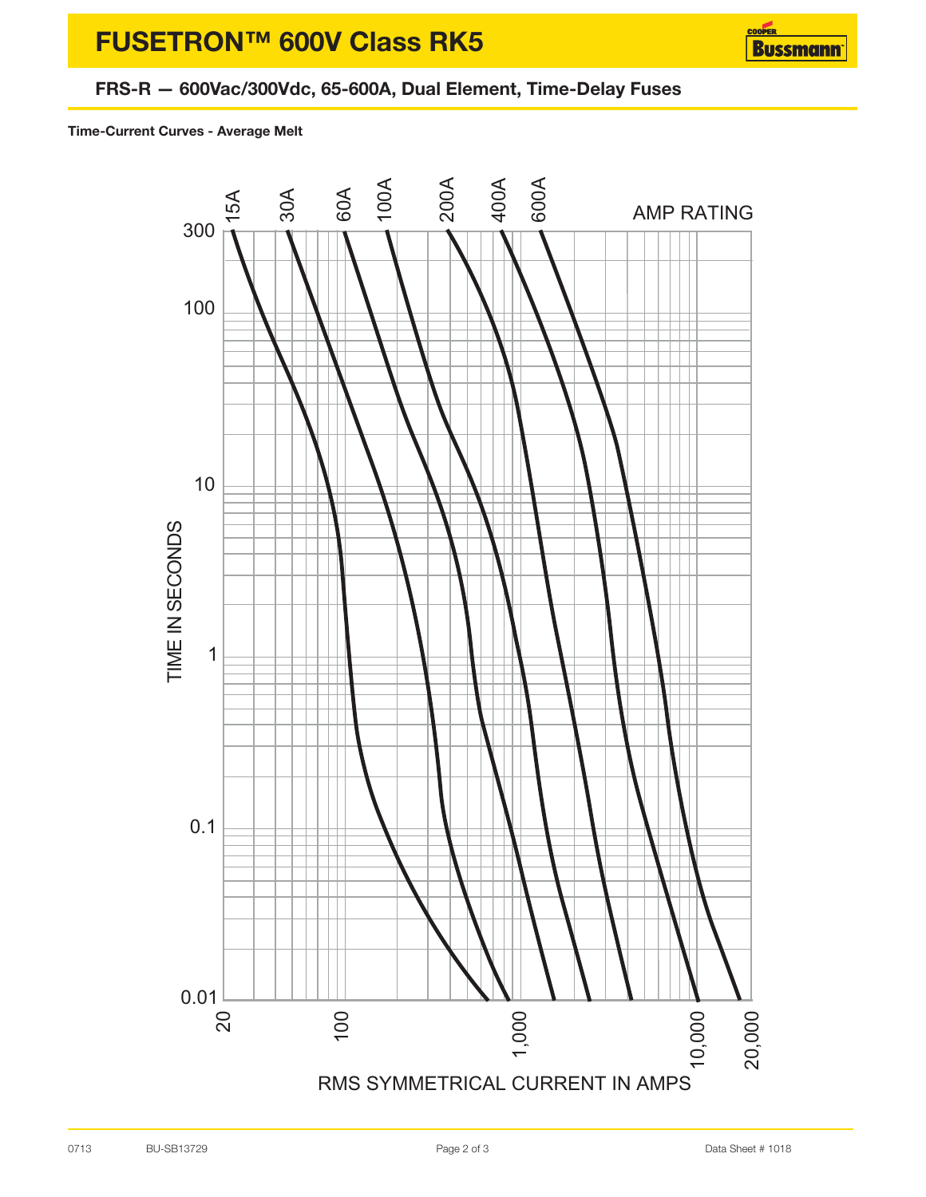# FUSETRON™ 600V Class RK5

## FRS-R — 600Vac/300Vdc, 65-600A, Dual Element, Time-Delay Fuses

**Time-Current Curves - Average Melt**

AMP RATING: 15A, 30A, 60A, 100A, 200A, 400A, 600A

TIME IN SECONDS: 300, 100, 10, 1, 0.1, 0.01

RMS SYMMETRICAL CURRENT IN AMPS: 20, 100, 1,000, 10,000, 20,000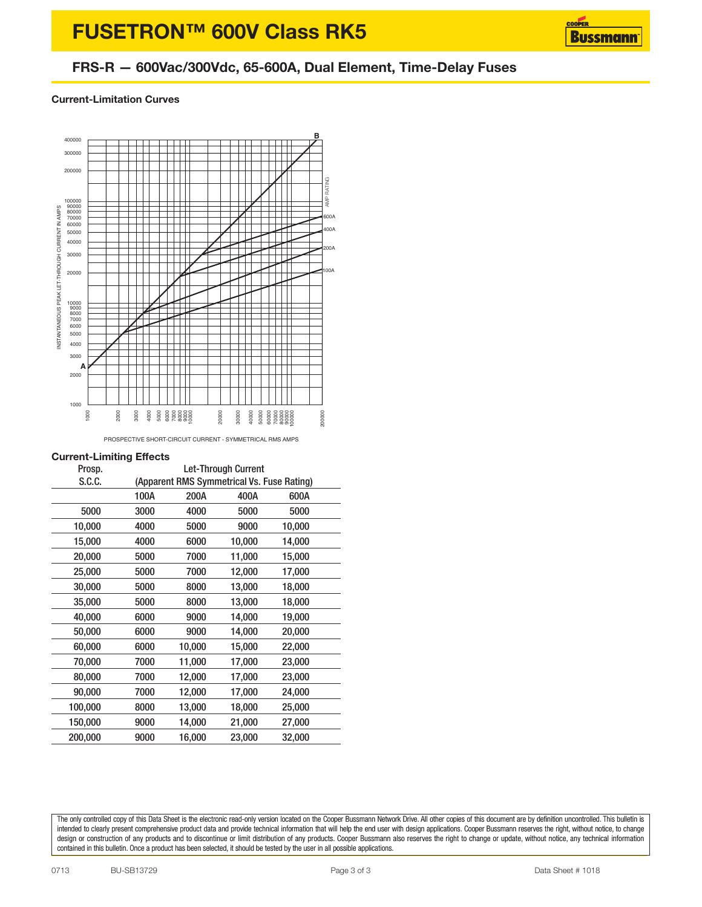# FUSETRON™ 600V Class RK5

## FRS-R — 600Vac/300Vdc, 65-600A, Dual Element, Time-Delay Fuses

### Current-Limitation Curves

INSTANTANEOUS PEAK LET-THROUGH CURRENT IN AMPS

400000
300000
200000
100000
90000
80000
70000
60000
50000
40000
30000
20000
10000
9000
8000
7000
6000
5000
4000
3000
2000
1000

A
B

AMP RATING
600A
400A
200A
100A

1000
2000
3000
4000
5000
6000
7000
8000
9000
10000
20000
30000
40000
50000
60000
70000
80000
90000
100000
200000

PROSPECTIVE SHORT-CIRCUIT CURRENT - SYMMETRICAL RMS AMPS

### Current-Limiting Effects

| Prosp. S.C.C. | Let-Through Current (Apparent RMS Symmetrical Vs. Fuse Rating) | | | |
|---|---|---|---|---|
| | 100A | 200A | 400A | 600A |
| 5000 | 3000 | 4000 | 5000 | 5000 |
| 10,000 | 4000 | 5000 | 9000 | 10,000 |
| 15,000 | 4000 | 6000 | 10,000 | 14,000 |
| 20,000 | 5000 | 7000 | 11,000 | 15,000 |
| 25,000 | 5000 | 7000 | 12,000 | 17,000 |
| 30,000 | 5000 | 8000 | 13,000 | 18,000 |
| 35,000 | 5000 | 8000 | 13,000 | 18,000 |
| 40,000 | 6000 | 9000 | 14,000 | 19,000 |
| 50,000 | 6000 | 9000 | 14,000 | 20,000 |
| 60,000 | 6000 | 10,000 | 15,000 | 22,000 |
| 70,000 | 7000 | 11,000 | 17,000 | 23,000 |
| 80,000 | 7000 | 12,000 | 17,000 | 23,000 |
| 90,000 | 7000 | 12,000 | 17,000 | 24,000 |
| 100,000 | 8000 | 13,000 | 18,000 | 25,000 |
| 150,000 | 9000 | 14,000 | 21,000 | 27,000 |
| 200,000 | 9000 | 16,000 | 23,000 | 32,000 |

The only controlled copy of this Data Sheet is the electronic read-only version located on the Cooper Bussmann Network Drive. All other copies of this document are by definition uncontrolled. This bulletin is intended to clearly present comprehensive product data and provide technical information that will help the end user with design applications. Cooper Bussmann reserves the right, without notice, to change design or construction of any products and to discontinue or limit distribution of any products. Cooper Bussmann also reserves the right to change or update, without notice, any technical information contained in this bulletin. Once a product has been selected, it should be tested by the user in all possible applications.

0713 BU-SB13729 Data Sheet # 1018